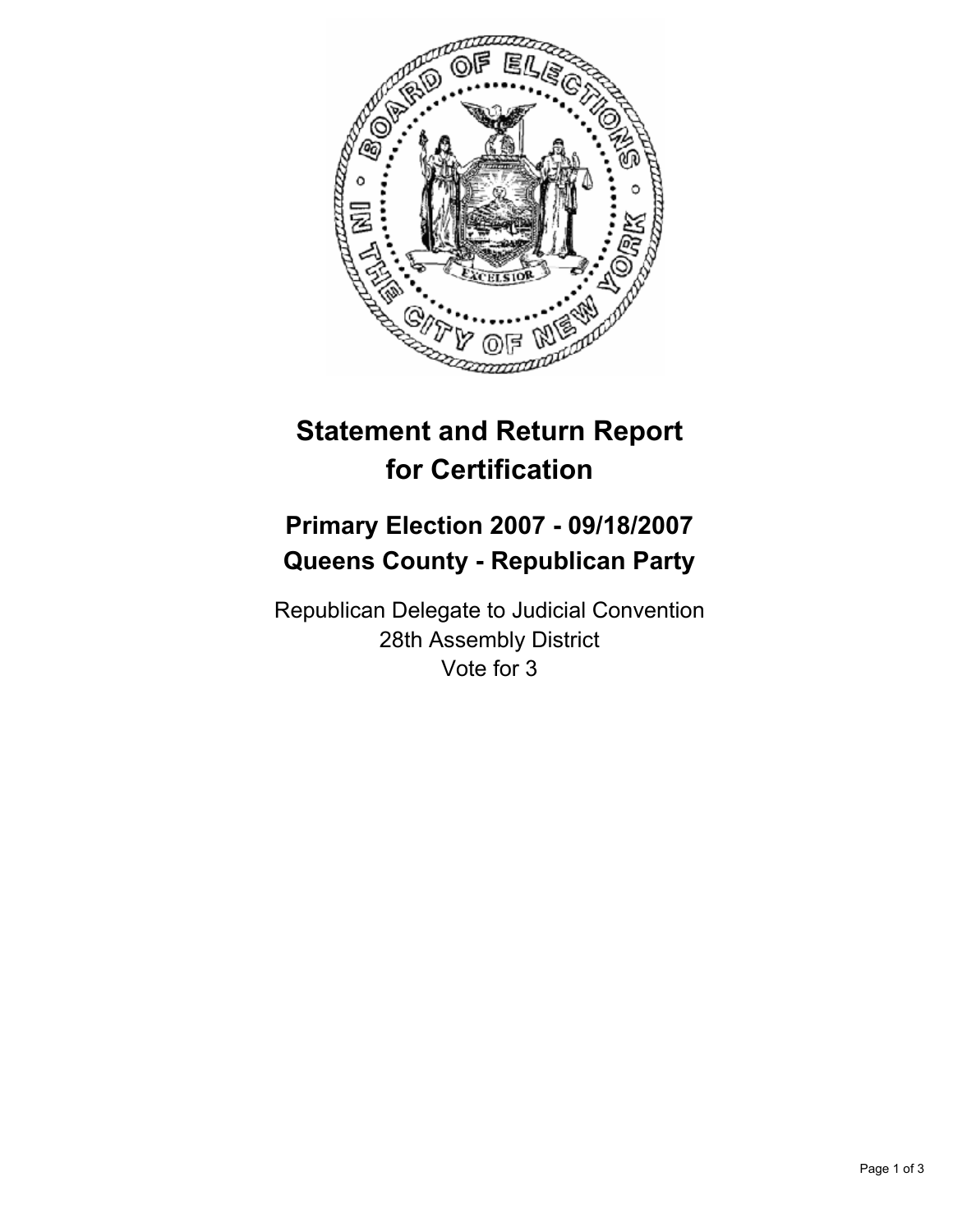# Statement and Return Report for Certification

## Primary Election 2007 - 09/18/2007
## Queens County - Republican Party

Republican Delegate to Judicial Convention
28th Assembly District
Vote for 3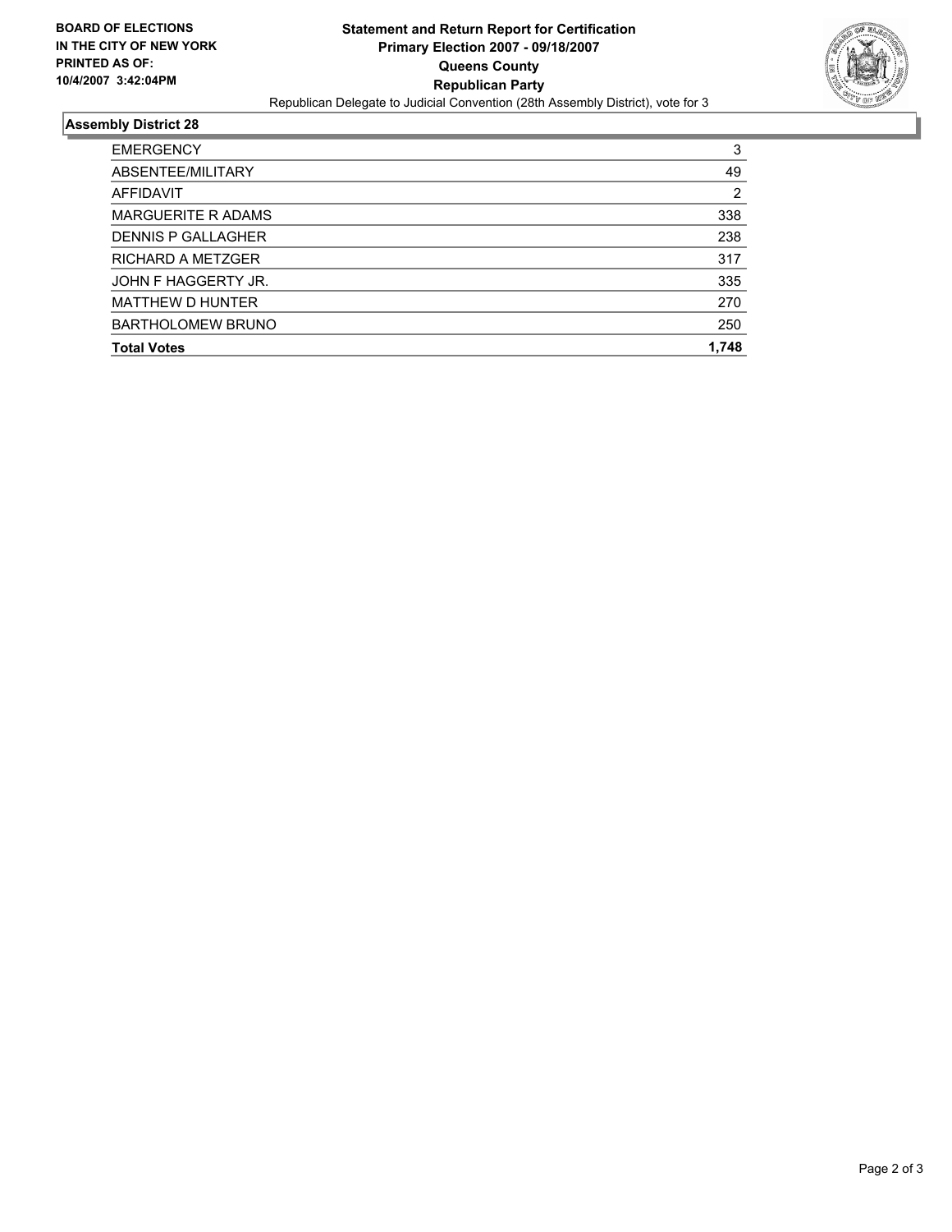**BOARD OF ELECTIONS IN THE CITY OF NEW YORK PRINTED AS OF: 10/4/2007 3:42:04PM**

# Statement and Return Report for Certification
## Primary Election 2007 - 09/18/2007
## Queens County
## Republican Party

Republican Delegate to Judicial Convention (28th Assembly District), vote for 3

### Assembly District 28

| | |
|---|---|
| EMERGENCY | 3 |
| ABSENTEE/MILITARY | 49 |
| AFFIDAVIT | 2 |
| MARGUERITE R ADAMS | 338 |
| DENNIS P GALLAGHER | 238 |
| RICHARD A METZGER | 317 |
| JOHN F HAGGERTY JR. | 335 |
| MATTHEW D HUNTER | 270 |
| BARTHOLOMEW BRUNO | 250 |
| **Total Votes** | **1,748** |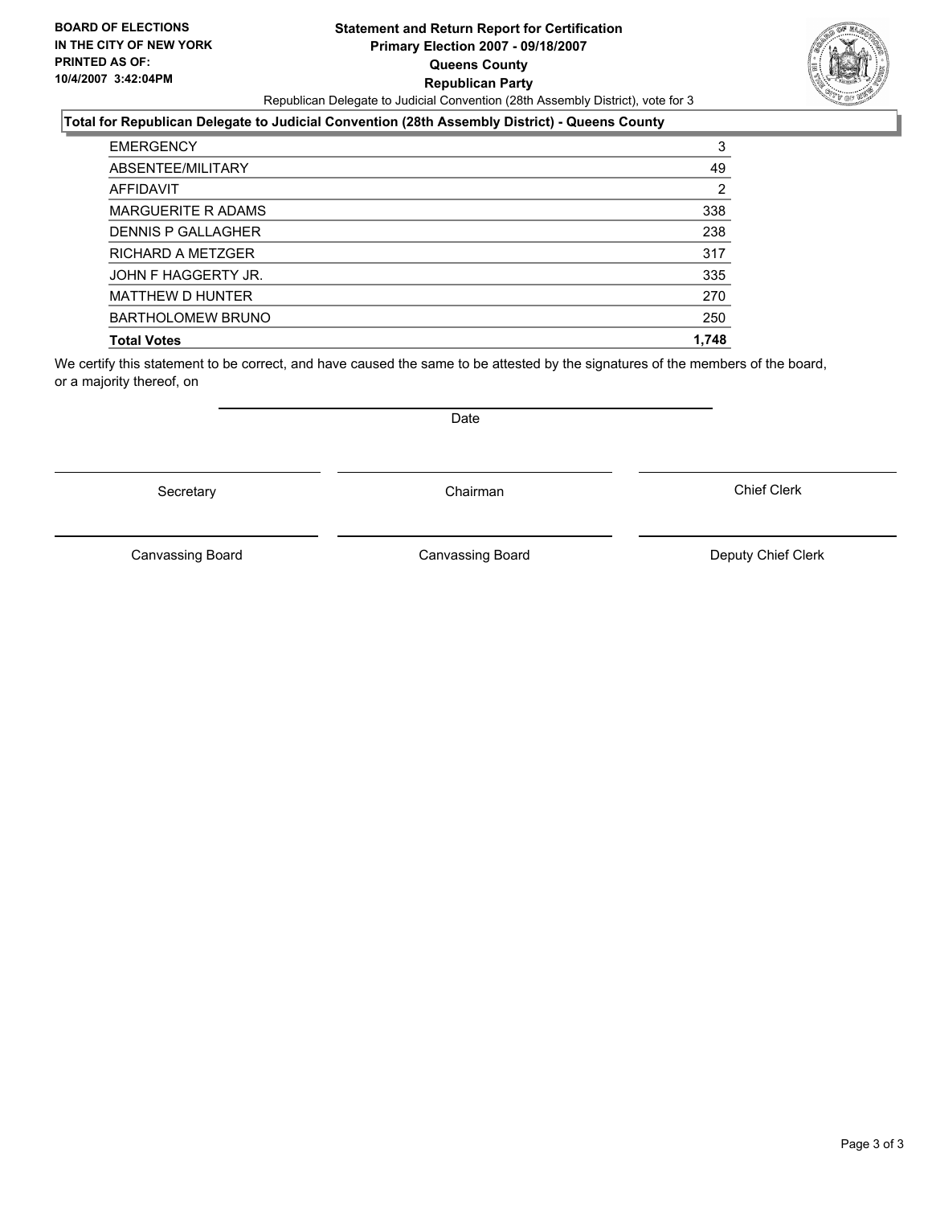**BOARD OF ELECTIONS IN THE CITY OF NEW YORK**
**PRINTED AS OF:**
**10/4/2007 3:42:04PM**

# Statement and Return Report for Certification
## Primary Election 2007 - 09/18/2007
## Queens County
## Republican Party

Republican Delegate to Judicial Convention (28th Assembly District), vote for 3

### Total for Republican Delegate to Judicial Convention (28th Assembly District) - Queens County

| | |
|---|---|
| EMERGENCY | 3 |
| ABSENTEE/MILITARY | 49 |
| AFFIDAVIT | 2 |
| MARGUERITE R ADAMS | 338 |
| DENNIS P GALLAGHER | 238 |
| RICHARD A METZGER | 317 |
| JOHN F HAGGERTY JR. | 335 |
| MATTHEW D HUNTER | 270 |
| BARTHOLOMEW BRUNO | 250 |
| **Total Votes** | **1,748** |

We certify this statement to be correct, and have caused the same to be attested by the signatures of the members of the board, or a majority thereof, on

Date

Secretary

Chairman

Chief Clerk

Canvassing Board

Canvassing Board

Deputy Chief Clerk